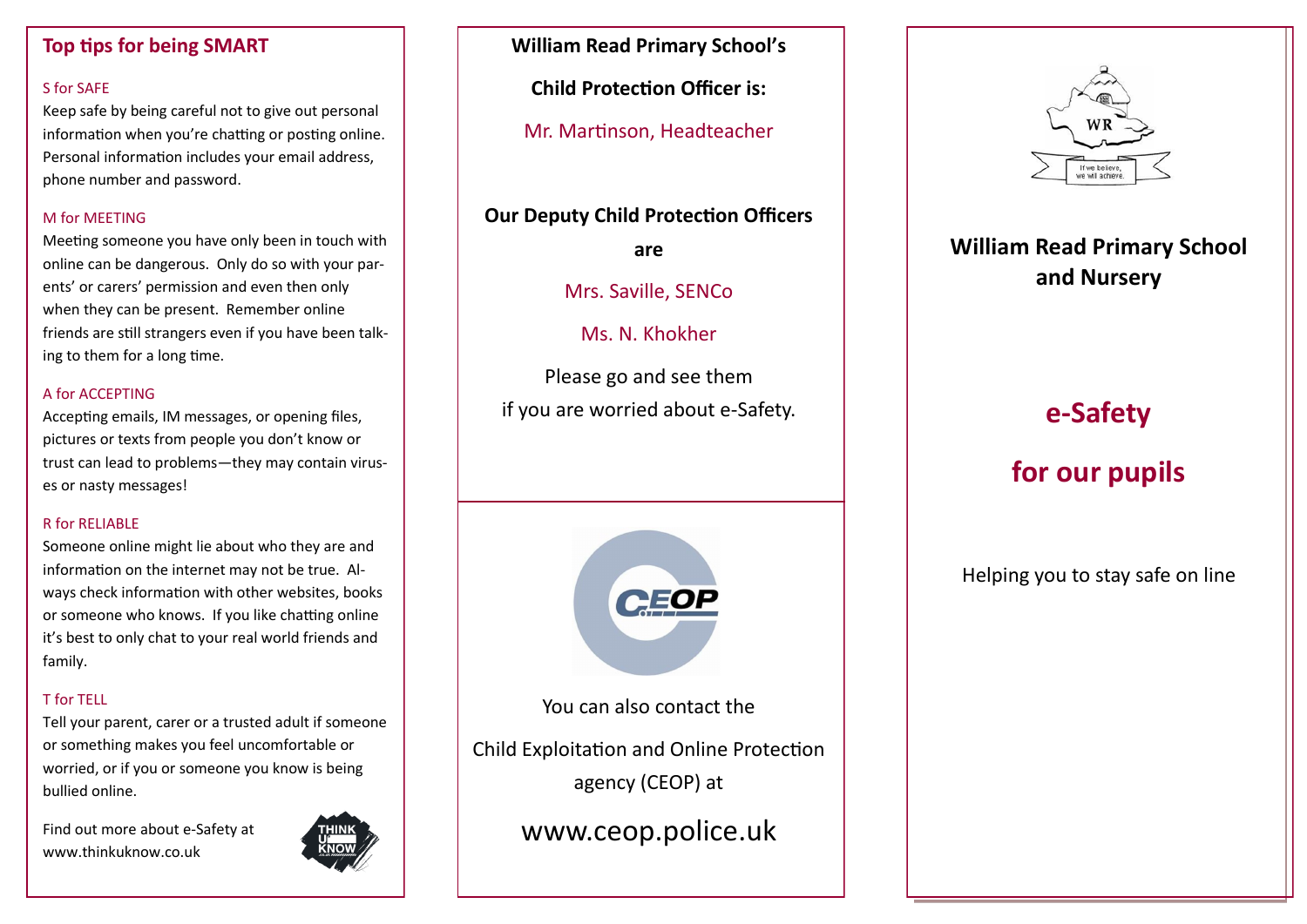## Top tips for being SMART

S for SAFE

Keep safe by being careful not to give out personal information when you're chatting or posting online. Personal information includes your email address, phone number and password.

M for MEETING

Meeting someone you have only been in touch with online can be dangerous. Only do so with your parents' or carers' permission and even then only when they can be present. Remember online friends are still strangers even if you have been talking to them for a long time.

A for ACCEPTING

Accepting emails, IM messages, or opening files, pictures or texts from people you don't know or trust can lead to problems—they may contain viruses or nasty messages!

R for RELIABLE

Someone online might lie about who they are and information on the internet may not be true. Always check information with other websites, books or someone who knows. If you like chatting online it's best to only chat to your real world friends and family.

T for TELL

Tell your parent, carer or a trusted adult if someone or something makes you feel uncomfortable or worried, or if you or someone you know is being bullied online.

Find out more about e-Safety at www.thinkuknow.co.uk

**William Read Primary School's**

**Child Protection Officer is:**

Mr. Martinson, Headteacher

**Our Deputy Child Protection Officers**

**are**

Mrs. Saville, SENCo

Ms. N. Khokher

Please go and see them if you are worried about e-Safety.

You can also contact the

Child Exploitation and Online Protection agency (CEOP) at

www.ceop.police.uk

If we believe, we will achieve.

# William Read Primary School and Nursery

## e-Safety

## for our pupils

Helping you to stay safe on line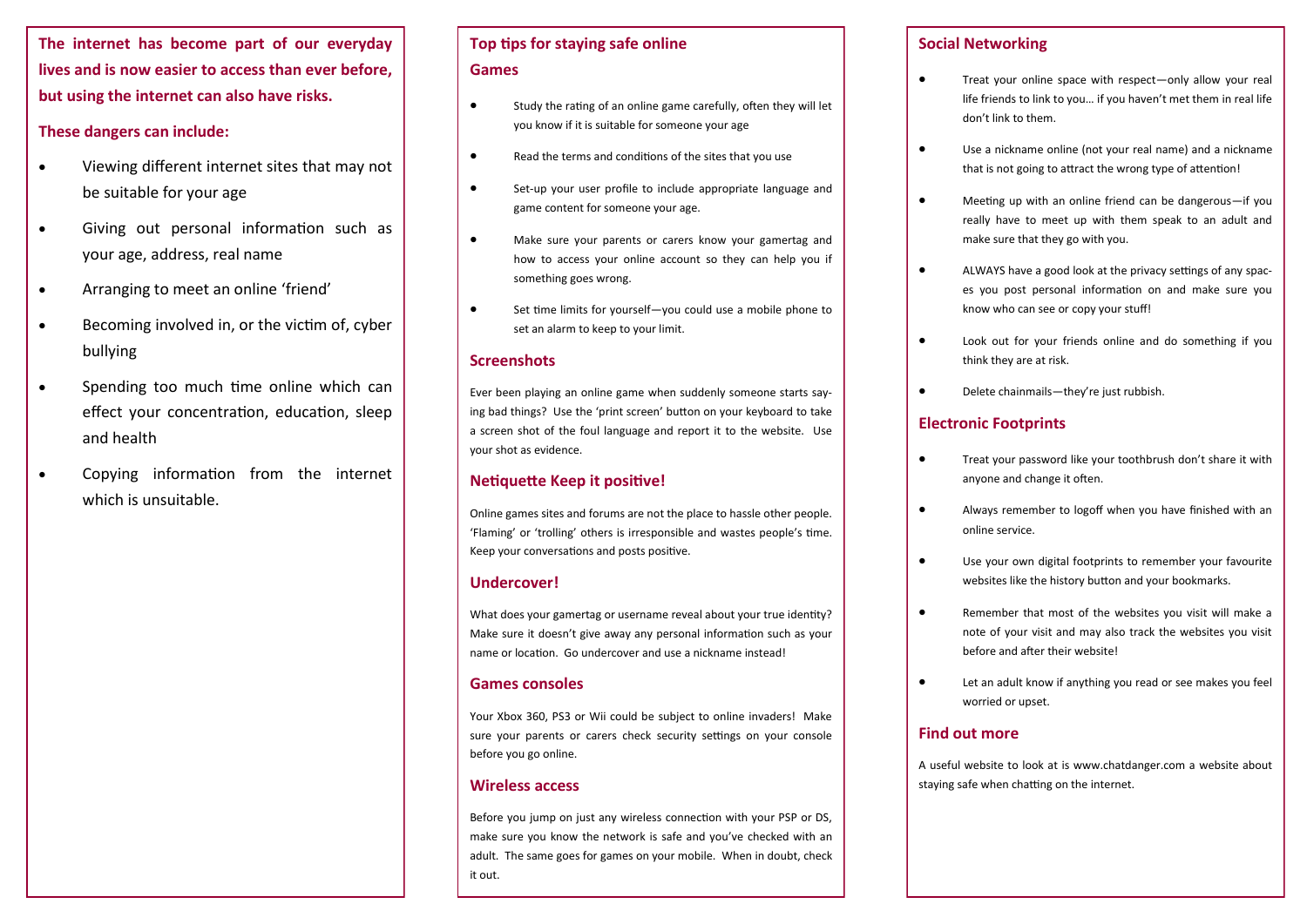**The internet has become part of our everyday lives and is now easier to access than ever before, but using the internet can also have risks.**

**These dangers can include:**

- Viewing different internet sites that may not be suitable for your age
- Giving out personal information such as your age, address, real name
- Arranging to meet an online 'friend'
- Becoming involved in, or the victim of, cyber bullying
- Spending too much time online which can effect your concentration, education, sleep and health
- Copying information from the internet which is unsuitable.

## Top tips for staying safe online

### Games

- Study the rating of an online game carefully, often they will let you know if it is suitable for someone your age
- Read the terms and conditions of the sites that you use
- Set-up your user profile to include appropriate language and game content for someone your age.
- Make sure your parents or carers know your gamertag and how to access your online account so they can help you if something goes wrong.
- Set time limits for yourself—you could use a mobile phone to set an alarm to keep to your limit.

### Screenshots

Ever been playing an online game when suddenly someone starts saying bad things? Use the 'print screen' button on your keyboard to take a screen shot of the foul language and report it to the website. Use your shot as evidence.

### Netiquette Keep it positive!

Online games sites and forums are not the place to hassle other people. 'Flaming' or 'trolling' others is irresponsible and wastes people's time. Keep your conversations and posts positive.

### Undercover!

What does your gamertag or username reveal about your true identity? Make sure it doesn't give away any personal information such as your name or location. Go undercover and use a nickname instead!

### Games consoles

Your Xbox 360, PS3 or Wii could be subject to online invaders! Make sure your parents or carers check security settings on your console before you go online.

### Wireless access

Before you jump on just any wireless connection with your PSP or DS, make sure you know the network is safe and you've checked with an adult. The same goes for games on your mobile. When in doubt, check it out.

### Social Networking

- Treat your online space with respect—only allow your real life friends to link to you… if you haven't met them in real life don't link to them.
- Use a nickname online (not your real name) and a nickname that is not going to attract the wrong type of attention!
- Meeting up with an online friend can be dangerous—if you really have to meet up with them speak to an adult and make sure that they go with you.
- ALWAYS have a good look at the privacy settings of any spaces you post personal information on and make sure you know who can see or copy your stuff!
- Look out for your friends online and do something if you think they are at risk.
- Delete chainmails—they're just rubbish.

### Electronic Footprints

- Treat your password like your toothbrush don't share it with anyone and change it often.
- Always remember to logoff when you have finished with an online service.
- Use your own digital footprints to remember your favourite websites like the history button and your bookmarks.
- Remember that most of the websites you visit will make a note of your visit and may also track the websites you visit before and after their website!
- Let an adult know if anything you read or see makes you feel worried or upset.

### Find out more

A useful website to look at is www.chatdanger.com a website about staying safe when chatting on the internet.